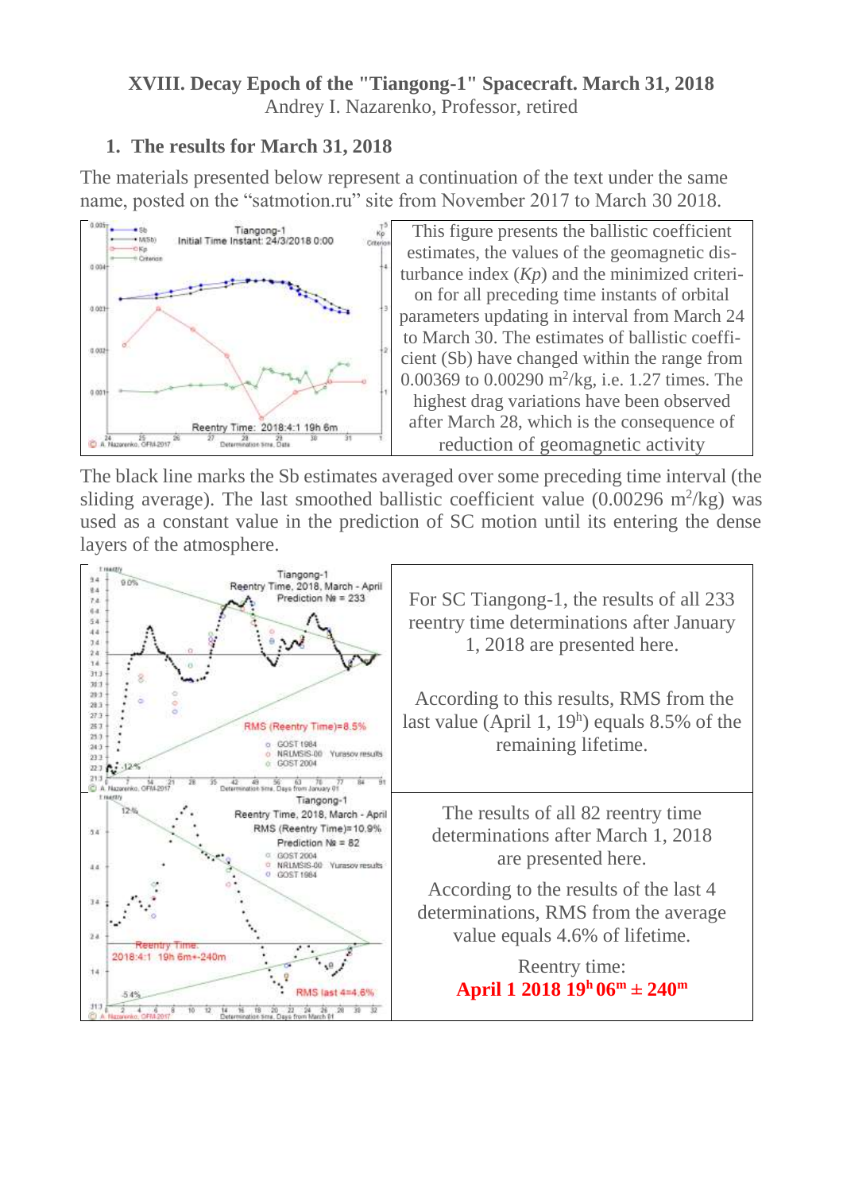# XVIII. Decay Epoch of the "Tiangong-1" Spacecraft. March 31, 2018

Andrey I. Nazarenko, Professor, retired

## 1. The results for March 31, 2018

The materials presented below represent a continuation of the text under the same name, posted on the "satmotion.ru" site from November 2017 to March 30 2018.

This figure presents the ballistic coefficient estimates, the values of the geomagnetic disturbance index (*Kp*) and the minimized criterion for all preceding time instants of orbital parameters updating in interval from March 24 to March 30. The estimates of ballistic coefficient (Sb) have changed within the range from 0.00369 to 0.00290 $m^2/kg$, i.e. 1.27 times. The highest drag variations have been observed after March 28, which is the consequence of reduction of geomagnetic activity

The black line marks the Sb estimates averaged over some preceding time interval (the sliding average). The last smoothed ballistic coefficient value (0.00296 $m^2/kg$) was used as a constant value in the prediction of SC motion until its entering the dense layers of the atmosphere.

For SC Tiangong-1, the results of all 233 reentry time determinations after January 1, 2018 are presented here.

According to this results, RMS from the last value (April 1, $19^h$) equals 8.5% of the remaining lifetime.

The results of all 82 reentry time determinations after March 1, 2018 are presented here.

According to the results of the last 4 determinations, RMS from the average value equals 4.6% of lifetime.

Reentry time:
**April 1 2018 $19^h 06^m \pm 240^m$**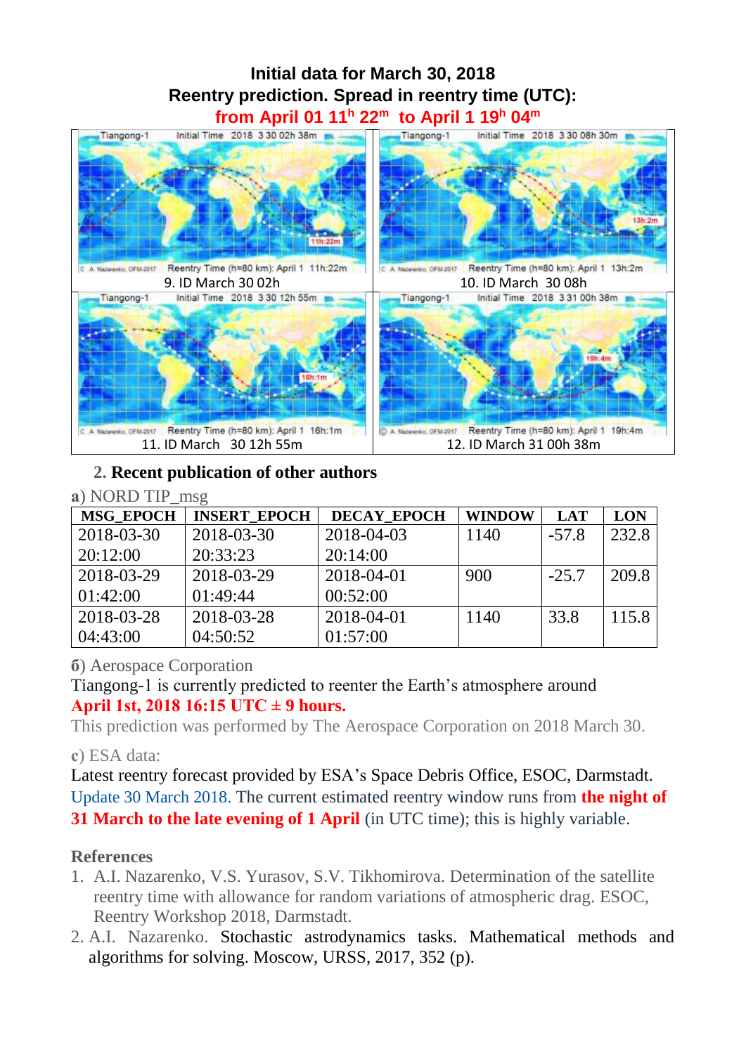**Initial data for March 30, 2018**
**Reentry prediction. Spread in reentry time (UTC):**
**from April 01 $11^h$ $22^m$ to April 1 $19^h$ $04^m$**

Tiangong-1 Initial Time 2018 3 30 02h 38m

11h:22m

C A Nazarenko, OFM-2017 Reentry Time (h=80 km): April 1 11h:22m

9. ID March 30 02h

Tiangong-1 Initial Time 2018 3 30 08h 30m

13h:2m

C A Nazarenko, OFM-2017 Reentry Time (h=80 km): April 1 13h:2m

10. ID March 30 08h

Tiangong-1 Initial Time 2018 3 30 12h 55m

16h:1m

C A Nazarenko, OFM-2017 Reentry Time (h=80 km): April 1 16h:1m

11. ID March 30 12h 55m

Tiangong-1 Initial Time 2018 3 31 00h 38m

19h:4m

© A Nazarenko, OFM-2017 Reentry Time (h=80 km): April 1 19h:4m

12. ID March 31 00h 38m

## 2. Recent publication of other authors

**a**) NORD TIP_msg

| MSG_EPOCH | INSERT_EPOCH | DECAY_EPOCH | WINDOW | LAT | LON |
|---|---|---|---|---|---|
| 2018-03-30 20:12:00 | 2018-03-30 20:33:23 | 2018-04-03 20:14:00 | 1140 | -57.8 | 232.8 |
| 2018-03-29 01:42:00 | 2018-03-29 01:49:44 | 2018-04-01 00:52:00 | 900 | -25.7 | 209.8 |
| 2018-03-28 04:43:00 | 2018-03-28 04:50:52 | 2018-04-01 01:57:00 | 1140 | 33.8 | 115.8 |

**б**) Aerospace Corporation

Tiangong-1 is currently predicted to reenter the Earth's atmosphere around **April 1st, 2018 16:15 UTC ± 9 hours.**

This prediction was performed by The Aerospace Corporation on 2018 March 30.

**c**) ESA data:

Latest reentry forecast provided by ESA's Space Debris Office, ESOC, Darmstadt. Update 30 March 2018. The current estimated reentry window runs from **the night of 31 March to the late evening of 1 April** (in UTC time); this is highly variable.

### References

1. A.I. Nazarenko, V.S. Yurasov, S.V. Tikhomirova. Determination of the satellite reentry time with allowance for random variations of atmospheric drag. ESOC, Reentry Workshop 2018, Darmstadt.
2. A.I. Nazarenko. Stochastic astrodynamics tasks. Mathematical methods and algorithms for solving. Moscow, URSS, 2017, 352 (p).